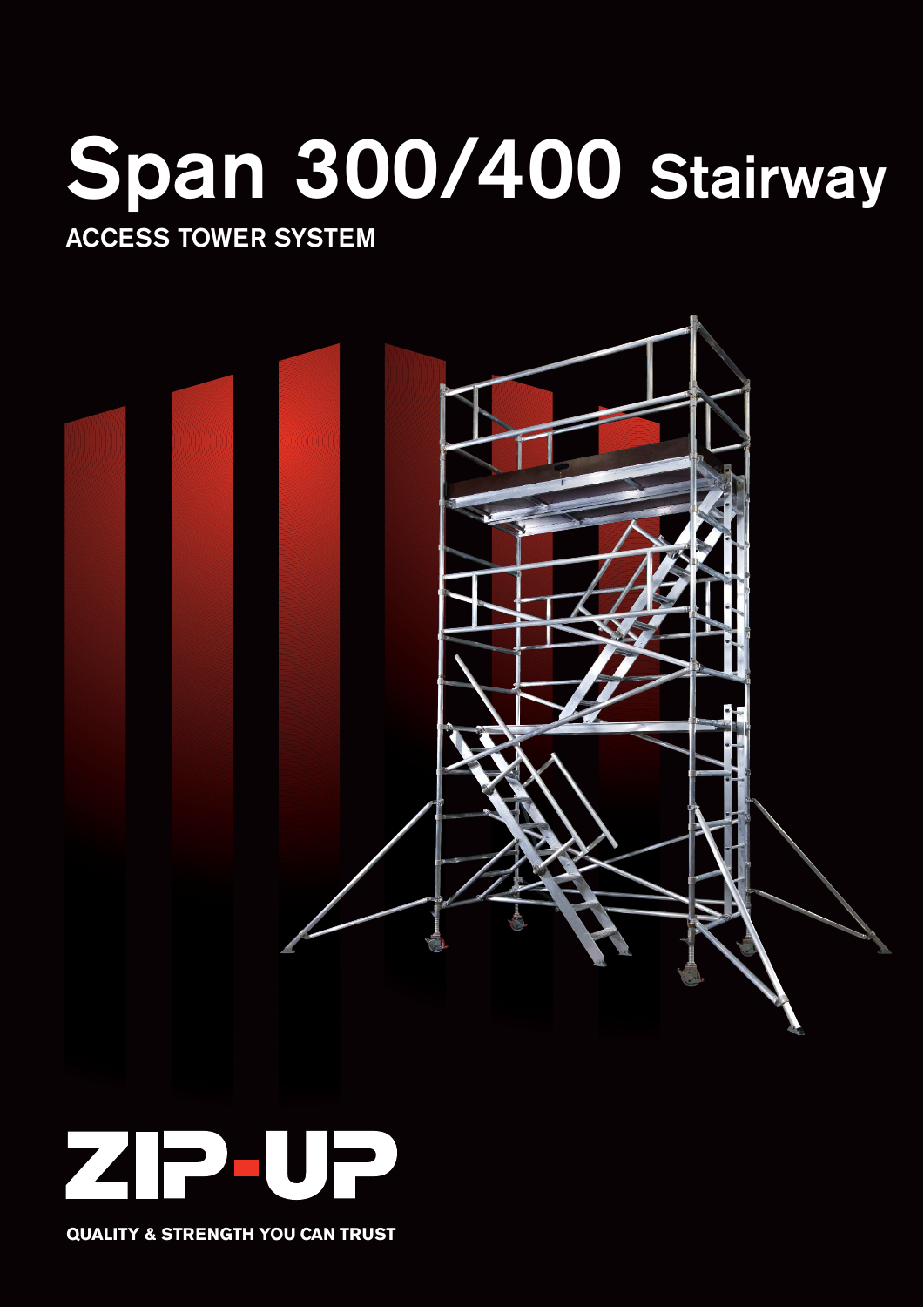# Span 300/400 Stairway

## ACCESS TOWER SYSTEM

ZIP-UP

QUALITY & STRENGTH YOU CAN TRUST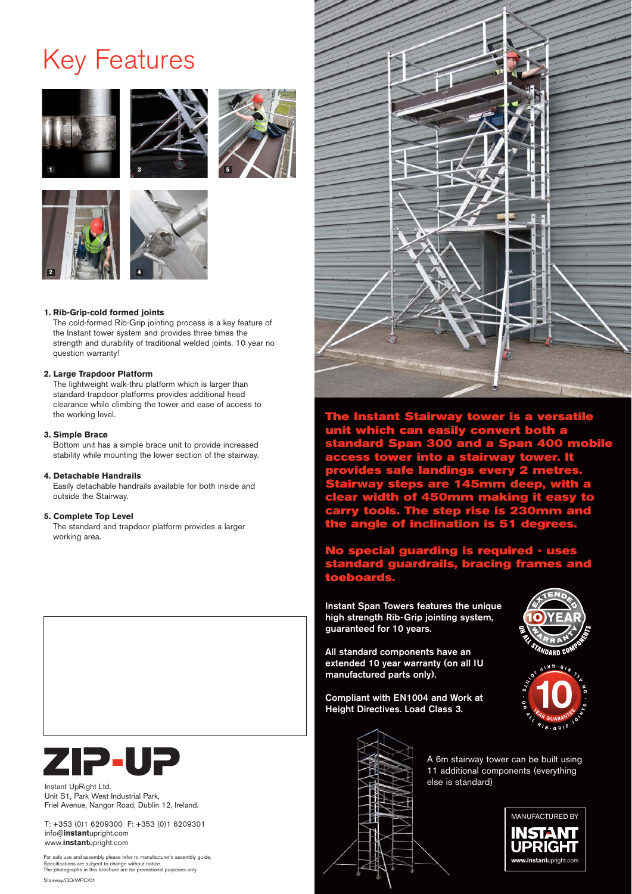# Key Features

1 3 5

2 4

**1. Rib-Grip-cold formed joints**
The cold-formed Rib-Grip jointing process is a key feature of the Instant tower system and provides three times the strength and durability of traditional welded joints. 10 year no question warranty!

**2. Large Trapdoor Platform**
The lightweight walk-thru platform which is larger than standard trapdoor platforms provides additional head clearance while climbing the tower and ease of access to the working level.

**3. Simple Brace**
Bottom unit has a simple brace unit to provide increased stability while mounting the lower section of the stairway.

**4. Detachable Handrails**
Easily detachable handrails available for both inside and outside the Stairway.

**5. Complete Top Level**
The standard and trapdoor platform provides a larger working area.

**The Instant Stairway tower is a versatile unit which can easily convert both a standard Span 300 and a Span 400 mobile access tower into a stairway tower. It provides safe landings every 2 metres. Stairway steps are 145mm deep, with a clear width of 450mm making it easy to carry tools. The step rise is 230mm and the angle of inclination is 51 degrees.**

**No special guarding is required - uses standard guardrails, bracing frames and toeboards.**

Instant Span Towers features the unique high strength Rib-Grip jointing system, guaranteed for 10 years.

All standard components have an extended 10 year warranty (on all IU manufactured parts only).

Compliant with EN1004 and Work at Height Directives. Load Class 3.

EXTENDED 10 YEAR WARRANTY ON ALL STANDARD COMPONENTS

10 YEAR GUARANTEE ON ALL RIB-GRIP JOINTS

A 6m stairway tower can be built using 11 additional components (everything else is standard)

ZIP-UP

Instant UpRight Ltd.
Unit S1, Park West Industrial Park,
Friel Avenue, Nangor Road, Dublin 12, Ireland.

T: +353 (0)1 6209300 F: +353 (0)1 6209301
info@instantupright.com
www.instantupright.com

For safe use and assembly please refer to manufacturer's assembly guide.
Specifications are subject to change without notice.
The photographs in this brochure are for promotional purposes only.

Stairway/QD/WPC/01

MANUFACTURED BY
INSTANT UPRIGHT
www.instantupright.com